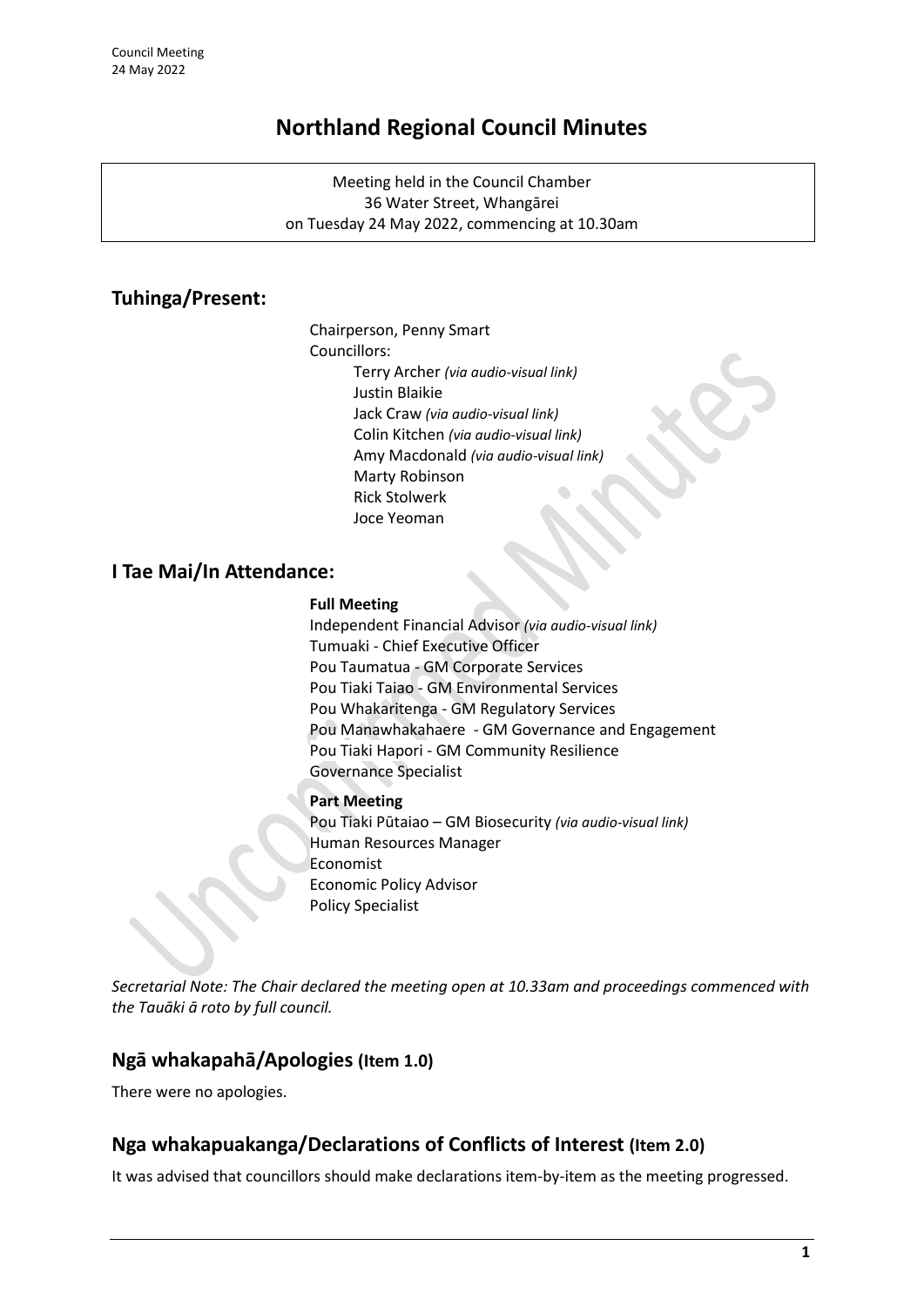# Northland Regional Council Minutes

Meeting held in the Council Chamber
36 Water Street, Whangārei
on Tuesday 24 May 2022, commencing at 10.30am

## Tuhinga/Present:

Chairperson, Penny Smart
Councillors:
- Terry Archer *(via audio-visual link)*
- Justin Blaikie
- Jack Craw *(via audio-visual link)*
- Colin Kitchen *(via audio-visual link)*
- Amy Macdonald *(via audio-visual link)*
- Marty Robinson
- Rick Stolwerk
- Joce Yeoman

## I Tae Mai/In Attendance:

**Full Meeting**

Independent Financial Advisor *(via audio-visual link)*
Tumuaki - Chief Executive Officer
Pou Taumatua - GM Corporate Services
Pou Tiaki Taiao - GM Environmental Services
Pou Whakaritenga - GM Regulatory Services
Pou Manawhakahaere - GM Governance and Engagement
Pou Tiaki Hapori - GM Community Resilience
Governance Specialist

**Part Meeting**

Pou Tiaki Pūtaiao – GM Biosecurity *(via audio-visual link)*
Human Resources Manager
Economist
Economic Policy Advisor
Policy Specialist

*Secretarial Note: The Chair declared the meeting open at 10.33am and proceedings commenced with the Tauāki ā roto by full council.*

## Ngā whakapahā/Apologies (Item 1.0)

There were no apologies.

## Nga whakapuakanga/Declarations of Conflicts of Interest (Item 2.0)

It was advised that councillors should make declarations item-by-item as the meeting progressed.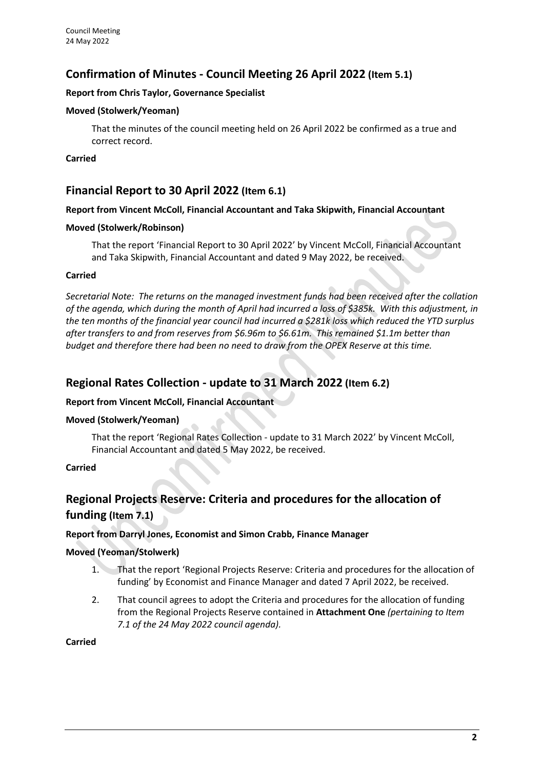## Confirmation of Minutes - Council Meeting 26 April 2022 (Item 5.1)

**Report from Chris Taylor, Governance Specialist**

**Moved (Stolwerk/Yeoman)**

That the minutes of the council meeting held on 26 April 2022 be confirmed as a true and correct record.

**Carried**

## Financial Report to 30 April 2022 (Item 6.1)

**Report from Vincent McColl, Financial Accountant and Taka Skipwith, Financial Accountant**

**Moved (Stolwerk/Robinson)**

That the report 'Financial Report to 30 April 2022' by Vincent McColl, Financial Accountant and Taka Skipwith, Financial Accountant and dated 9 May 2022, be received.

**Carried**

*Secretarial Note: The returns on the managed investment funds had been received after the collation of the agenda, which during the month of April had incurred a loss of $385k. With this adjustment, in the ten months of the financial year council had incurred a $281k loss which reduced the YTD surplus after transfers to and from reserves from $6.96m to $6.61m. This remained $1.1m better than budget and therefore there had been no need to draw from the OPEX Reserve at this time.*

## Regional Rates Collection - update to 31 March 2022 (Item 6.2)

**Report from Vincent McColl, Financial Accountant**

**Moved (Stolwerk/Yeoman)**

That the report 'Regional Rates Collection - update to 31 March 2022' by Vincent McColl, Financial Accountant and dated 5 May 2022, be received.

**Carried**

## Regional Projects Reserve: Criteria and procedures for the allocation of funding (Item 7.1)

**Report from Darryl Jones, Economist and Simon Crabb, Finance Manager**

**Moved (Yeoman/Stolwerk)**

1. That the report 'Regional Projects Reserve: Criteria and procedures for the allocation of funding' by Economist and Finance Manager and dated 7 April 2022, be received.
2. That council agrees to adopt the Criteria and procedures for the allocation of funding from the Regional Projects Reserve contained in **Attachment One** *(pertaining to Item 7.1 of the 24 May 2022 council agenda).*

**Carried**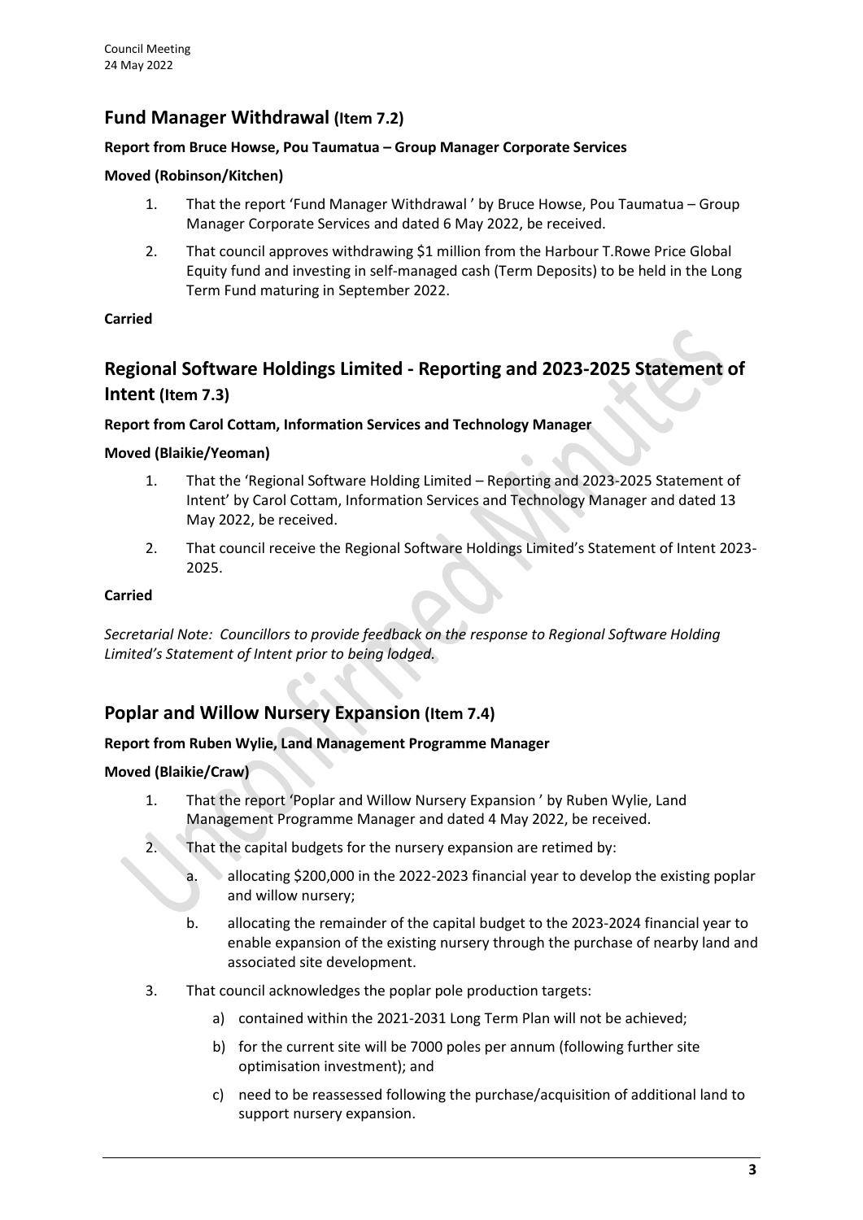## Fund Manager Withdrawal (Item 7.2)

**Report from Bruce Howse, Pou Taumatua – Group Manager Corporate Services**

**Moved (Robinson/Kitchen)**

1. That the report 'Fund Manager Withdrawal ' by Bruce Howse, Pou Taumatua – Group Manager Corporate Services and dated 6 May 2022, be received.
2. That council approves withdrawing $1 million from the Harbour T.Rowe Price Global Equity fund and investing in self-managed cash (Term Deposits) to be held in the Long Term Fund maturing in September 2022.

**Carried**

## Regional Software Holdings Limited - Reporting and 2023-2025 Statement of Intent (Item 7.3)

**Report from Carol Cottam, Information Services and Technology Manager**

**Moved (Blaikie/Yeoman)**

1. That the 'Regional Software Holding Limited – Reporting and 2023-2025 Statement of Intent' by Carol Cottam, Information Services and Technology Manager and dated 13 May 2022, be received.
2. That council receive the Regional Software Holdings Limited's Statement of Intent 2023-2025.

**Carried**

*Secretarial Note: Councillors to provide feedback on the response to Regional Software Holding Limited's Statement of Intent prior to being lodged.*

## Poplar and Willow Nursery Expansion (Item 7.4)

**Report from Ruben Wylie, Land Management Programme Manager**

**Moved (Blaikie/Craw)**

1. That the report 'Poplar and Willow Nursery Expansion ' by Ruben Wylie, Land Management Programme Manager and dated 4 May 2022, be received.
2. That the capital budgets for the nursery expansion are retimed by:
   a. allocating $200,000 in the 2022-2023 financial year to develop the existing poplar and willow nursery;
   b. allocating the remainder of the capital budget to the 2023-2024 financial year to enable expansion of the existing nursery through the purchase of nearby land and associated site development.
3. That council acknowledges the poplar pole production targets:
   a) contained within the 2021-2031 Long Term Plan will not be achieved;
   b) for the current site will be 7000 poles per annum (following further site optimisation investment); and
   c) need to be reassessed following the purchase/acquisition of additional land to support nursery expansion.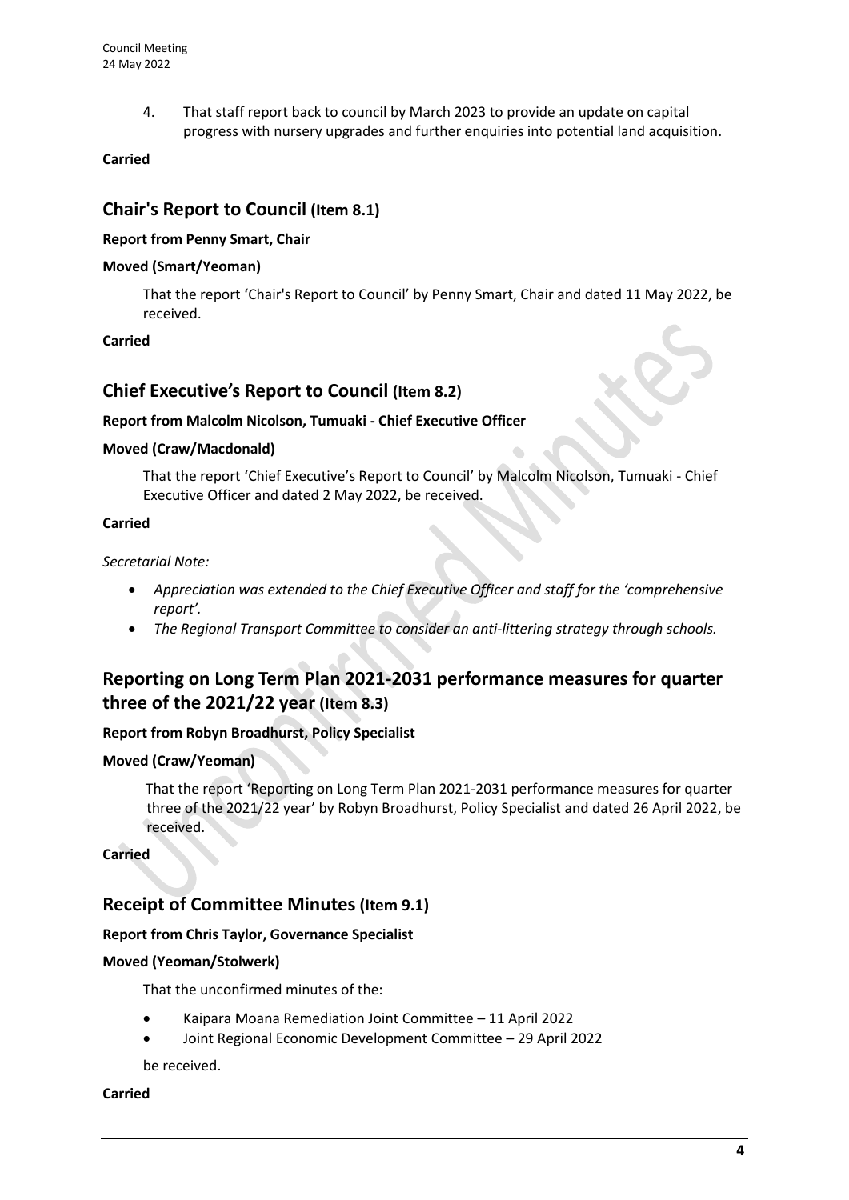4. That staff report back to council by March 2023 to provide an update on capital progress with nursery upgrades and further enquiries into potential land acquisition.

**Carried**

## Chair's Report to Council (Item 8.1)

**Report from Penny Smart, Chair**

**Moved (Smart/Yeoman)**

That the report 'Chair's Report to Council' by Penny Smart, Chair and dated 11 May 2022, be received.

**Carried**

## Chief Executive's Report to Council (Item 8.2)

**Report from Malcolm Nicolson, Tumuaki - Chief Executive Officer**

**Moved (Craw/Macdonald)**

That the report 'Chief Executive's Report to Council' by Malcolm Nicolson, Tumuaki - Chief Executive Officer and dated 2 May 2022, be received.

**Carried**

*Secretarial Note:*

- *Appreciation was extended to the Chief Executive Officer and staff for the 'comprehensive report'.*
- *The Regional Transport Committee to consider an anti-littering strategy through schools.*

## Reporting on Long Term Plan 2021-2031 performance measures for quarter three of the 2021/22 year (Item 8.3)

**Report from Robyn Broadhurst, Policy Specialist**

**Moved (Craw/Yeoman)**

That the report 'Reporting on Long Term Plan 2021-2031 performance measures for quarter three of the 2021/22 year' by Robyn Broadhurst, Policy Specialist and dated 26 April 2022, be received.

**Carried**

## Receipt of Committee Minutes (Item 9.1)

**Report from Chris Taylor, Governance Specialist**

**Moved (Yeoman/Stolwerk)**

That the unconfirmed minutes of the:

- Kaipara Moana Remediation Joint Committee – 11 April 2022
- Joint Regional Economic Development Committee – 29 April 2022

be received.

**Carried**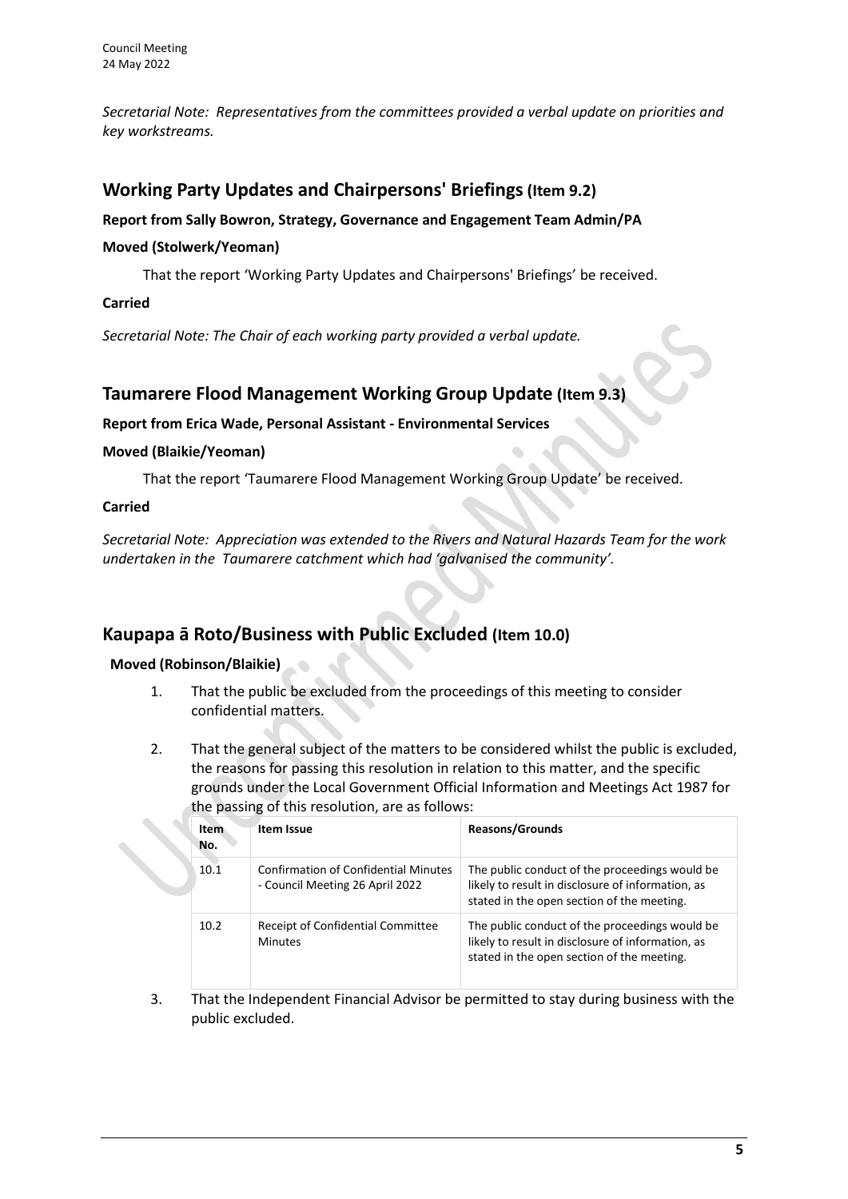*Secretarial Note: Representatives from the committees provided a verbal update on priorities and key workstreams.*

## Working Party Updates and Chairpersons' Briefings (Item 9.2)

**Report from Sally Bowron, Strategy, Governance and Engagement Team Admin/PA**

**Moved (Stolwerk/Yeoman)**

That the report 'Working Party Updates and Chairpersons' Briefings' be received.

**Carried**

*Secretarial Note: The Chair of each working party provided a verbal update.*

## Taumarere Flood Management Working Group Update (Item 9.3)

**Report from Erica Wade, Personal Assistant - Environmental Services**

**Moved (Blaikie/Yeoman)**

That the report 'Taumarere Flood Management Working Group Update' be received.

**Carried**

*Secretarial Note: Appreciation was extended to the Rivers and Natural Hazards Team for the work undertaken in the Taumarere catchment which had 'galvanised the community'.*

## Kaupapa ā Roto/Business with Public Excluded (Item 10.0)

**Moved (Robinson/Blaikie)**

1. That the public be excluded from the proceedings of this meeting to consider confidential matters.

2. That the general subject of the matters to be considered whilst the public is excluded, the reasons for passing this resolution in relation to this matter, and the specific grounds under the Local Government Official Information and Meetings Act 1987 for the passing of this resolution, are as follows:

| Item No. | Item Issue | Reasons/Grounds |
|---|---|---|
| 10.1 | Confirmation of Confidential Minutes - Council Meeting 26 April 2022 | The public conduct of the proceedings would be likely to result in disclosure of information, as stated in the open section of the meeting. |
| 10.2 | Receipt of Confidential Committee Minutes | The public conduct of the proceedings would be likely to result in disclosure of information, as stated in the open section of the meeting. |

3. That the Independent Financial Advisor be permitted to stay during business with the public excluded.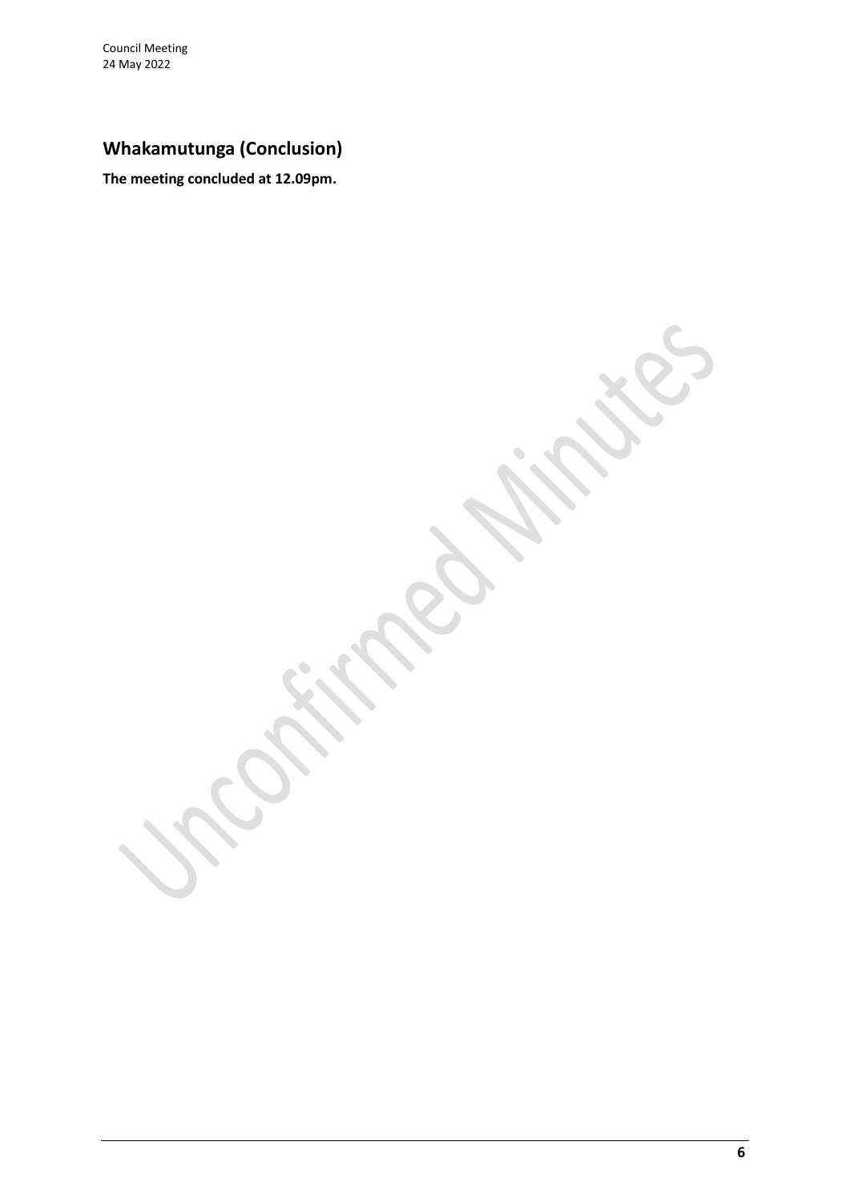## Whakamutunga (Conclusion)

**The meeting concluded at 12.09pm.**